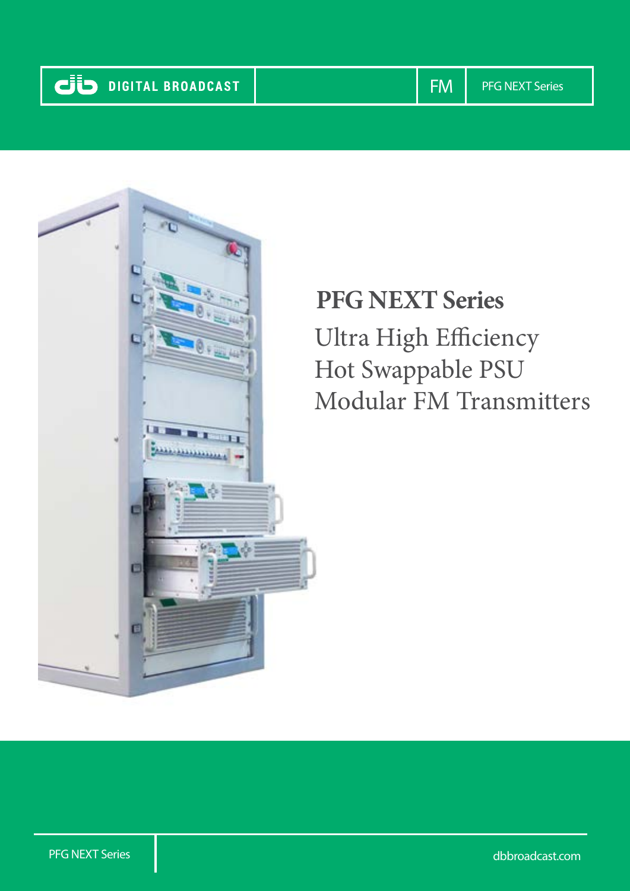DIGITAL BROADCAST | FM | PFG NEXT Series

# PFG NEXT Series

## Ultra High Efficiency Hot Swappable PSU Modular FM Transmitters

PFG NEXT Series

dbbroadcast.com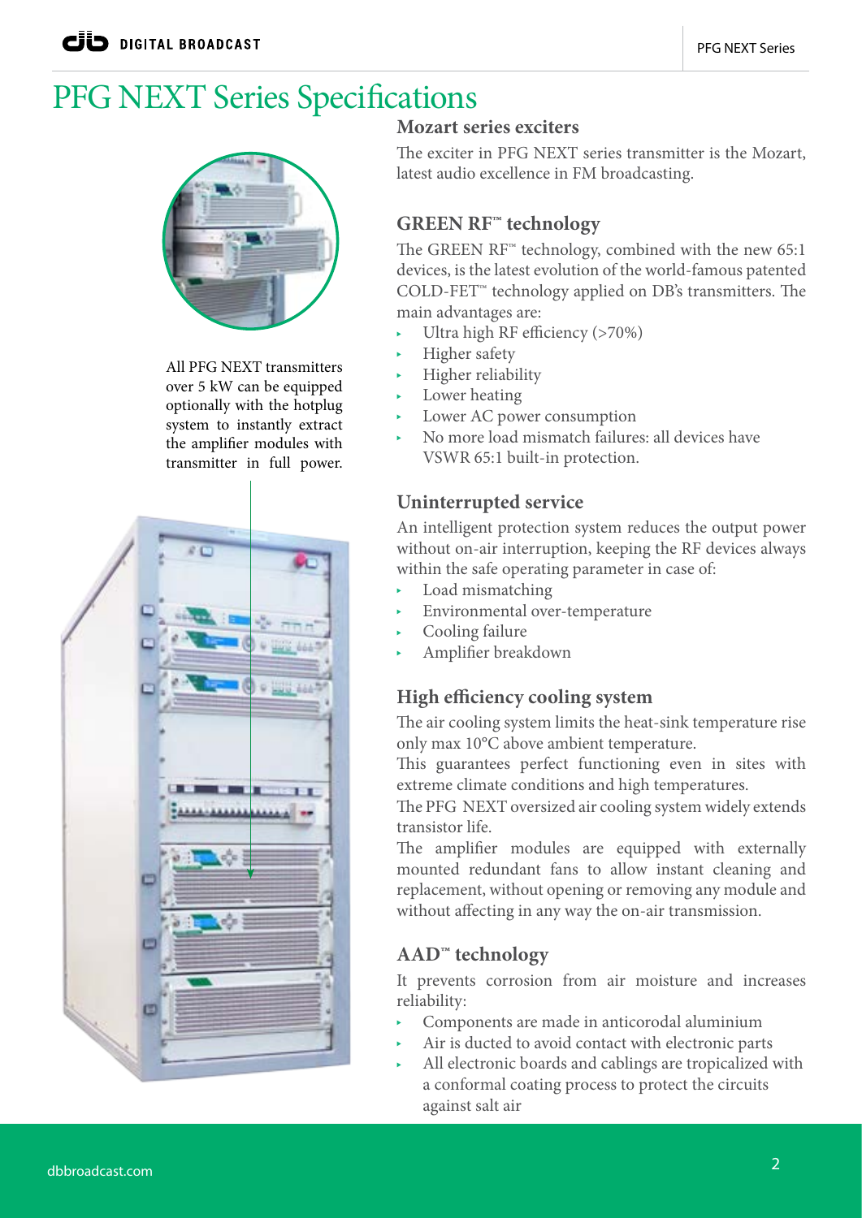# PFG NEXT Series Specifications

All PFG NEXT transmitters over 5 kW can be equipped optionally with the hotplug system to instantly extract the amplifier modules with transmitter in full power.

### Mozart series exciters

The exciter in PFG NEXT series transmitter is the Mozart, latest audio excellence in FM broadcasting.

### GREEN RF™ technology

The GREEN RF™ technology, combined with the new 65:1 devices, is the latest evolution of the world-famous patented COLD-FET™ technology applied on DB's transmitters. The main advantages are:

- Ultra high RF efficiency (>70%)
- Higher safety
- Higher reliability
- Lower heating
- Lower AC power consumption
- No more load mismatch failures: all devices have VSWR 65:1 built-in protection.

### Uninterrupted service

An intelligent protection system reduces the output power without on-air interruption, keeping the RF devices always within the safe operating parameter in case of:

- Load mismatching
- Environmental over-temperature
- Cooling failure
- Amplifier breakdown

### High efficiency cooling system

The air cooling system limits the heat-sink temperature rise only max 10°C above ambient temperature.

This guarantees perfect functioning even in sites with extreme climate conditions and high temperatures.

The PFG NEXT oversized air cooling system widely extends transistor life.

The amplifier modules are equipped with externally mounted redundant fans to allow instant cleaning and replacement, without opening or removing any module and without affecting in any way the on-air transmission.

### AAD™ technology

It prevents corrosion from air moisture and increases reliability:

- Components are made in anticorodal aluminium
- Air is ducted to avoid contact with electronic parts
- All electronic boards and cablings are tropicalized with a conformal coating process to protect the circuits against salt air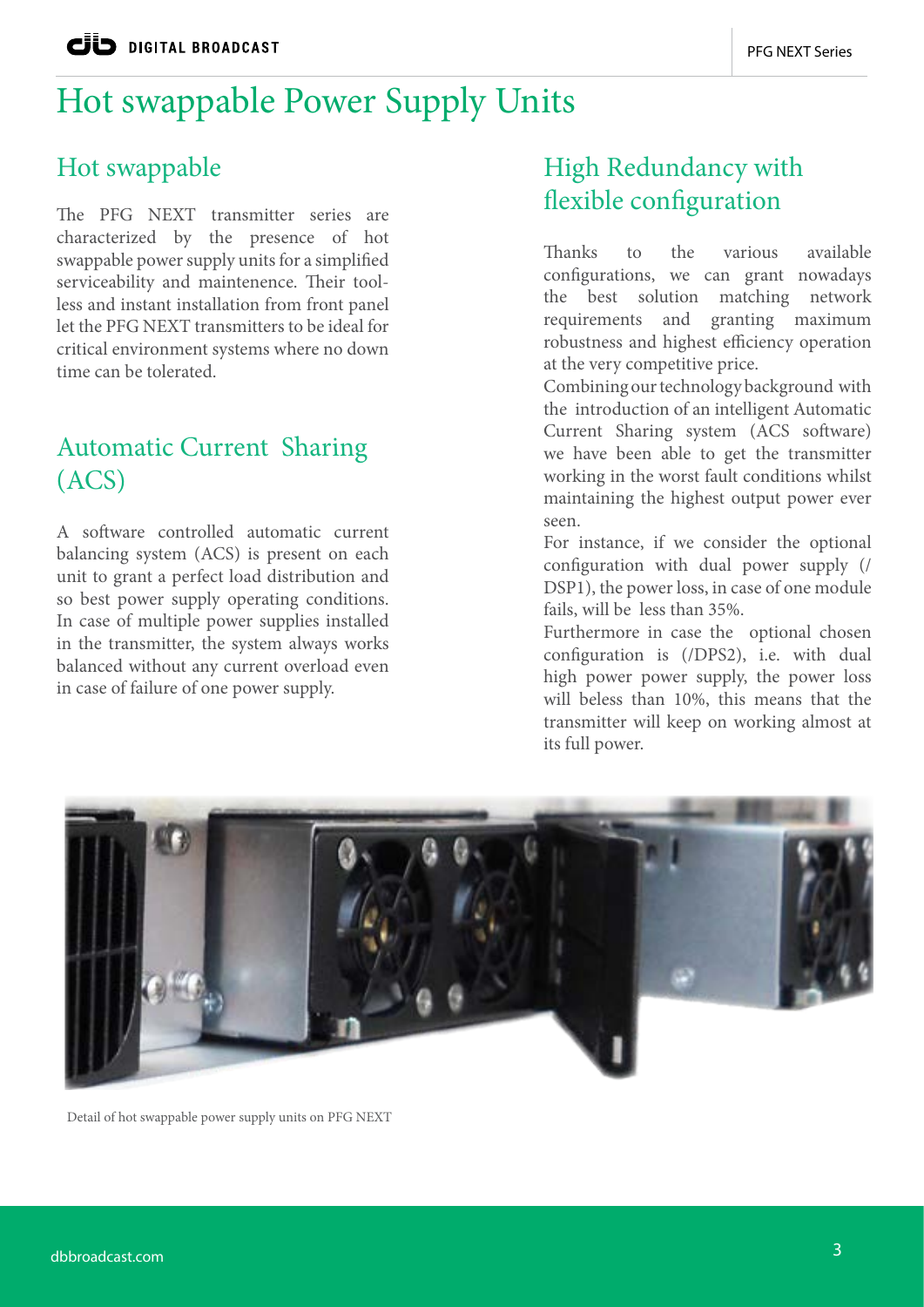# Hot swappable Power Supply Units

## Hot swappable

The PFG NEXT transmitter series are characterized by the presence of hot swappable power supply units for a simplified serviceability and maintenence. Their tool-less and instant installation from front panel let the PFG NEXT transmitters to be ideal for critical environment systems where no down time can be tolerated.

## Automatic Current Sharing (ACS)

A software controlled automatic current balancing system (ACS) is present on each unit to grant a perfect load distribution and so best power supply operating conditions. In case of multiple power supplies installed in the transmitter, the system always works balanced without any current overload even in case of failure of one power supply.

## High Redundancy with flexible configuration

Thanks to the various available configurations, we can grant nowadays the best solution matching network requirements and granting maximum robustness and highest efficiency operation at the very competitive price.
Combining our technology background with the introduction of an intelligent Automatic Current Sharing system (ACS software) we have been able to get the transmitter working in the worst fault conditions whilst maintaining the highest output power ever seen.
For instance, if we consider the optional configuration with dual power supply (/DSP1), the power loss, in case of one module fails, will be less than 35%.
Furthermore in case the optional chosen configuration is (/DPS2), i.e. with dual high power power supply, the power loss will beless than 10%, this means that the transmitter will keep on working almost at its full power.

Detail of hot swappable power supply units on PFG NEXT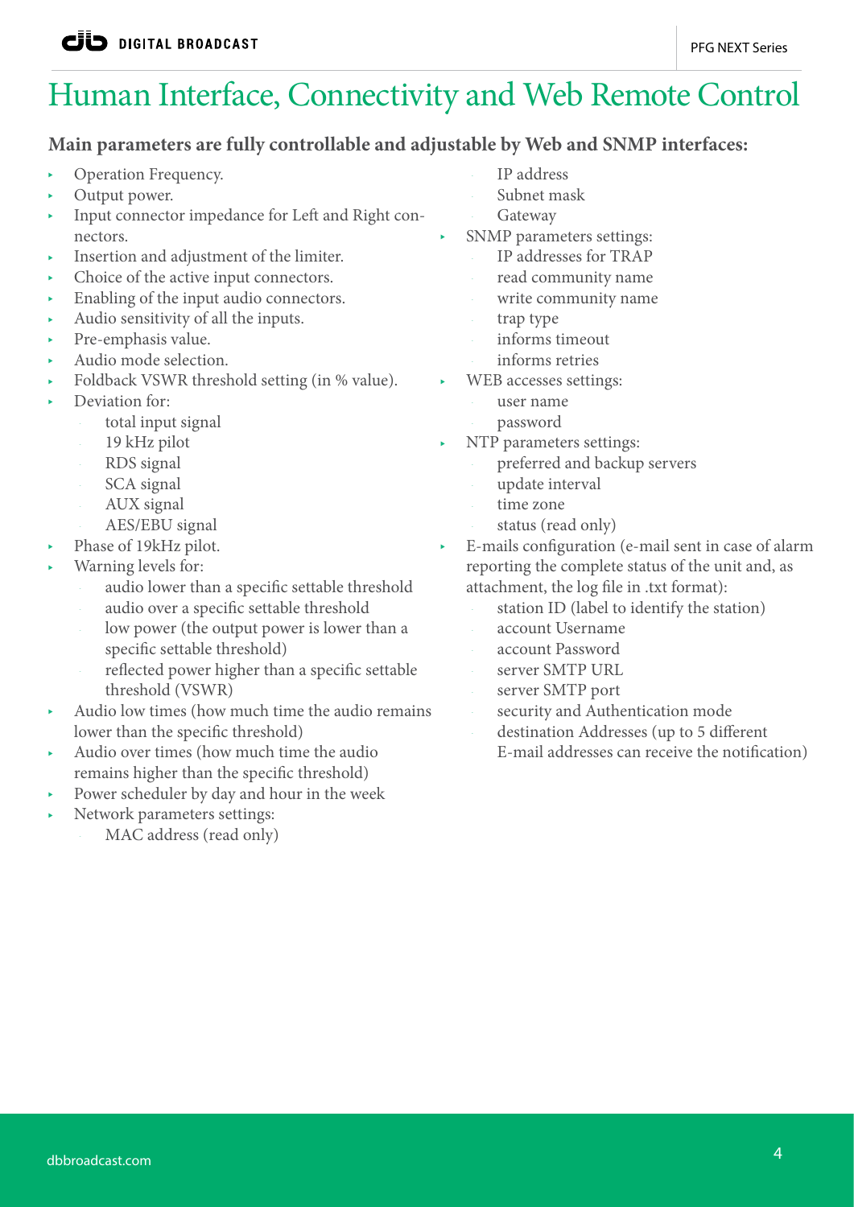# Human Interface, Connectivity and Web Remote Control

**Main parameters are fully controllable and adjustable by Web and SNMP interfaces:**

- Operation Frequency.
- Output power.
- Input connector impedance for Left and Right connectors.
- Insertion and adjustment of the limiter.
- Choice of the active input connectors.
- Enabling of the input audio connectors.
- Audio sensitivity of all the inputs.
- Pre-emphasis value.
- Audio mode selection.
- Foldback VSWR threshold setting (in % value).
- Deviation for:
  - total input signal
  - 19 kHz pilot
  - RDS signal
  - SCA signal
  - AUX signal
  - AES/EBU signal
- Phase of 19kHz pilot.
- Warning levels for:
  - audio lower than a specific settable threshold
  - audio over a specific settable threshold
  - low power (the output power is lower than a specific settable threshold)
  - reflected power higher than a specific settable threshold (VSWR)
- Audio low times (how much time the audio remains lower than the specific threshold)
- Audio over times (how much time the audio remains higher than the specific threshold)
- Power scheduler by day and hour in the week
- Network parameters settings:
  - MAC address (read only)
  - IP address
  - Subnet mask
  - Gateway
- SNMP parameters settings:
  - IP addresses for TRAP
  - read community name
  - write community name
  - trap type
  - informs timeout
  - informs retries
- WEB accesses settings:
  - user name
  - password
- NTP parameters settings:
  - preferred and backup servers
  - update interval
  - time zone
  - status (read only)
- E-mails configuration (e-mail sent in case of alarm reporting the complete status of the unit and, as attachment, the log file in .txt format):
  - station ID (label to identify the station)
  - account Username
  - account Password
  - server SMTP URL
  - server SMTP port
  - security and Authentication mode
  - destination Addresses (up to 5 different E-mail addresses can receive the notification)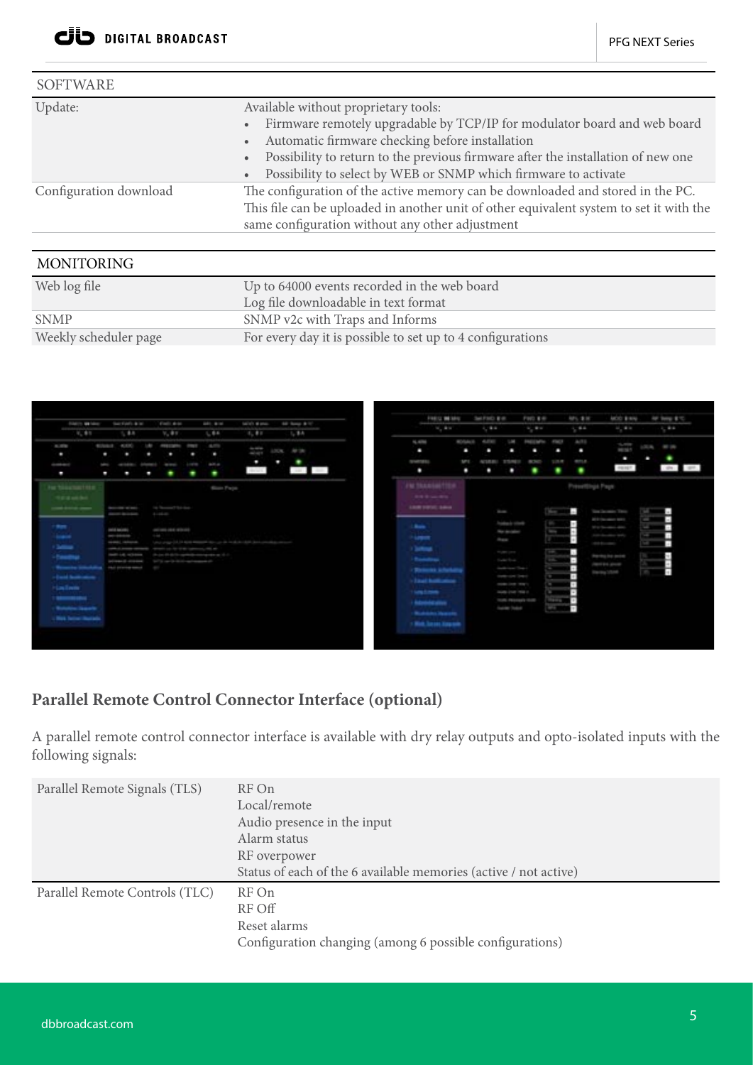| SOFTWARE | |
|---|---|
| Update: | Available without proprietary tools:<br>• Firmware remotely upgradable by TCP/IP for modulator board and web board<br>• Automatic firmware checking before installation<br>• Possibility to return to the previous firmware after the installation of new one<br>• Possibility to select by WEB or SNMP which firmware to activate |
| Configuration download | The configuration of the active memory can be downloaded and stored in the PC. This file can be uploaded in another unit of other equivalent system to set it with the same configuration without any other adjustment |

| MONITORING | |
|---|---|
| Web log file | Up to 64000 events recorded in the web board<br>Log file downloadable in text format |
| SNMP | SNMP v2c with Traps and Informs |
| Weekly scheduler page | For every day it is possible to set up to 4 configurations |

## Parallel Remote Control Connector Interface (optional)

A parallel remote control connector interface is available with dry relay outputs and opto-isolated inputs with the following signals:

| | |
|---|---|
| Parallel Remote Signals (TLS) | RF On<br>Local/remote<br>Audio presence in the input<br>Alarm status<br>RF overpower<br>Status of each of the 6 available memories (active / not active) |
| Parallel Remote Controls (TLC) | RF On<br>RF Off<br>Reset alarms<br>Configuration changing (among 6 possible configurations) |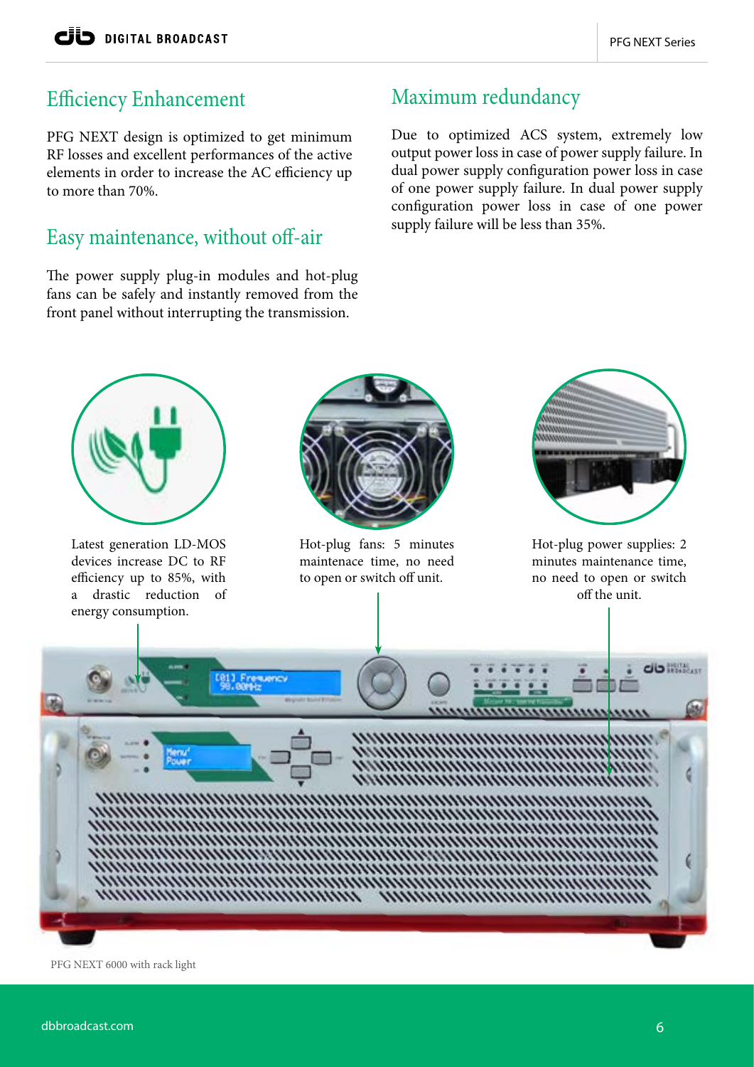## Efficiency Enhancement

PFG NEXT design is optimized to get minimum RF losses and excellent performances of the active elements in order to increase the AC efficiency up to more than 70%.

## Easy maintenance, without off-air

The power supply plug-in modules and hot-plug fans can be safely and instantly removed from the front panel without interrupting the transmission.

## Maximum redundancy

Due to optimized ACS system, extremely low output power loss in case of power supply failure. In dual power supply configuration power loss in case of one power supply failure. In dual power supply configuration power loss in case of one power supply failure will be less than 35%.

Latest generation LD-MOS devices increase DC to RF efficiency up to 85%, with a drastic reduction of energy consumption.

Hot-plug fans: 5 minutes maintenace time, no need to open or switch off unit.

Hot-plug power supplies: 2 minutes maintenance time, no need to open or switch off the unit.

PFG NEXT 6000 with rack light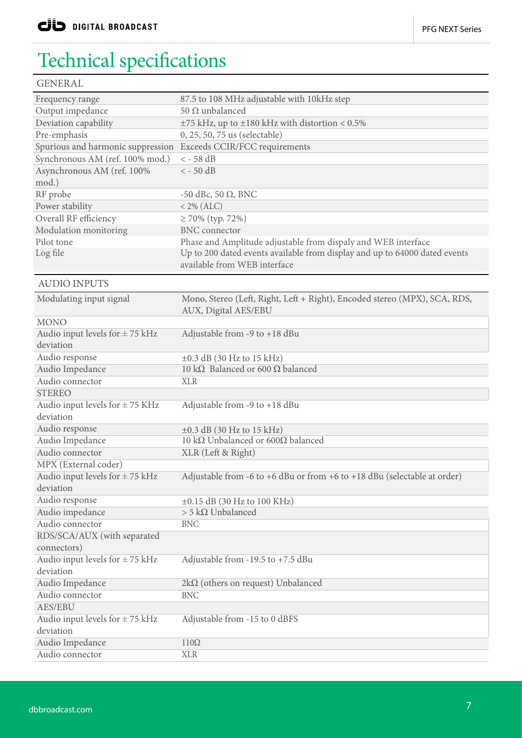# Technical specifications

## GENERAL

| | |
|---|---|
| Frequency range | 87.5 to 108 MHz adjustable with 10kHz step |
| Output impedance | 50 Ω unbalanced |
| Deviation capability | ±75 kHz, up to ±180 kHz with distortion < 0.5% |
| Pre-emphasis | 0, 25, 50, 75 us (selectable) |
| Spurious and harmonic suppression | Exceeds CCIR/FCC requirements |
| Synchronous AM (ref. 100% mod.) | < - 58 dB |
| Asynchronous AM (ref. 100% mod.) | < - 50 dB |
| RF probe | -50 dBc, 50 Ω, BNC |
| Power stability | < 2% (ALC) |
| Overall RF efficiency | ≥ 70% (typ. 72%) |
| Modulation monitoring | BNC connector |
| Pilot tone | Phase and Amplitude adjustable from dispaly and WEB interface |
| Log file | Up to 200 dated events available from display and up to 64000 dated events available from WEB interface |

## AUDIO INPUTS

| | |
|---|---|
| Modulating input signal | Mono, Stereo (Left, Right, Left + Right), Encoded stereo (MPX), SCA, RDS, AUX, Digital AES/EBU |
| **MONO** | |
| Audio input levels for ± 75 kHz deviation | Adjustable from -9 to +18 dBu |
| Audio response | ±0.3 dB (30 Hz to 15 kHz) |
| Audio Impedance | 10 kΩ Balanced or 600 Ω balanced |
| Audio connector | XLR |
| **STEREO** | |
| Audio input levels for ± 75 KHz deviation | Adjustable from -9 to +18 dBu |
| Audio response | ±0.3 dB (30 Hz to 15 kHz) |
| Audio Impedance | 10 kΩ Unbalanced or 600Ω balanced |
| Audio connector | XLR (Left & Right) |
| **MPX (External coder)** | |
| Audio input levels for ± 75 kHz deviation | Adjustable from -6 to +6 dBu or from +6 to +18 dBu (selectable at order) |
| Audio response | ±0.15 dB (30 Hz to 100 KHz) |
| Audio impedance | > 5 kΩ Unbalanced |
| Audio connector | BNC |
| **RDS/SCA/AUX (with separated connectors)** | |
| Audio input levels for ± 75 kHz deviation | Adjustable from -19.5 to +7.5 dBu |
| Audio Impedance | 2kΩ (others on request) Unbalanced |
| Audio connector | BNC |
| **AES/EBU** | |
| Audio input levels for ± 75 kHz deviation | Adjustable from -15 to 0 dBFS |
| Audio Impedance | 110Ω |
| Audio connector | XLR |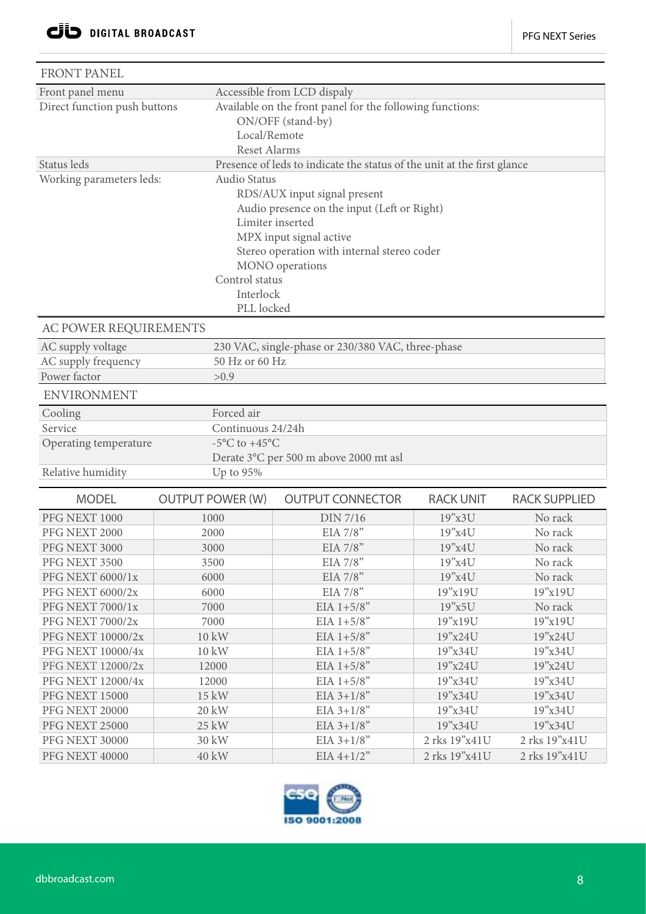## FRONT PANEL

| | |
|---|---|
| Front panel menu | Accessible from LCD dispaly |
| Direct function push buttons | Available on the front panel for the following functions:<br>ON/OFF (stand-by)<br>Local/Remote<br>Reset Alarms |
| Status leds | Presence of leds to indicate the status of the unit at the first glance |
| Working parameters leds: | Audio Status<br>RDS/AUX input signal present<br>Audio presence on the input (Left or Right)<br>Limiter inserted<br>MPX input signal active<br>Stereo operation with internal stereo coder<br>MONO operations<br>Control status<br>Interlock<br>PLL locked |

## AC POWER REQUIREMENTS

| | |
|---|---|
| AC supply voltage | 230 VAC, single-phase or 230/380 VAC, three-phase |
| AC supply frequency | 50 Hz or 60 Hz |
| Power factor | >0.9 |

## ENVIRONMENT

| | |
|---|---|
| Cooling | Forced air |
| Service | Continuous 24/24h |
| Operating temperature | -5°C to +45°C<br>Derate 3°C per 500 m above 2000 mt asl |
| Relative humidity | Up to 95% |

| MODEL | OUTPUT POWER (W) | OUTPUT CONNECTOR | RACK UNIT | RACK SUPPLIED |
|---|---|---|---|---|
| PFG NEXT 1000 | 1000 | DIN 7/16 | 19"x3U | No rack |
| PFG NEXT 2000 | 2000 | EIA 7/8" | 19"x4U | No rack |
| PFG NEXT 3000 | 3000 | EIA 7/8" | 19"x4U | No rack |
| PFG NEXT 3500 | 3500 | EIA 7/8" | 19"x4U | No rack |
| PFG NEXT 6000/1x | 6000 | EIA 7/8" | 19"x4U | No rack |
| PFG NEXT 6000/2x | 6000 | EIA 7/8" | 19"x19U | 19"x19U |
| PFG NEXT 7000/1x | 7000 | EIA 1+5/8" | 19"x5U | No rack |
| PFG NEXT 7000/2x | 7000 | EIA 1+5/8" | 19"x19U | 19"x19U |
| PFG NEXT 10000/2x | 10 kW | EIA 1+5/8" | 19"x24U | 19"x24U |
| PFG NEXT 10000/4x | 10 kW | EIA 1+5/8" | 19"x34U | 19"x34U |
| PFG NEXT 12000/2x | 12000 | EIA 1+5/8" | 19"x24U | 19"x24U |
| PFG NEXT 12000/4x | 12000 | EIA 1+5/8" | 19"x34U | 19"x34U |
| PFG NEXT 15000 | 15 kW | EIA 3+1/8" | 19"x34U | 19"x34U |
| PFG NEXT 20000 | 20 kW | EIA 3+1/8" | 19"x34U | 19"x34U |
| PFG NEXT 25000 | 25 kW | EIA 3+1/8" | 19"x34U | 19"x34U |
| PFG NEXT 30000 | 30 kW | EIA 3+1/8" | 2 rks 19"x41U | 2 rks 19"x41U |
| PFG NEXT 40000 | 40 kW | EIA 4+1/2" | 2 rks 19"x41U | 2 rks 19"x41U |

ISO 9001:2008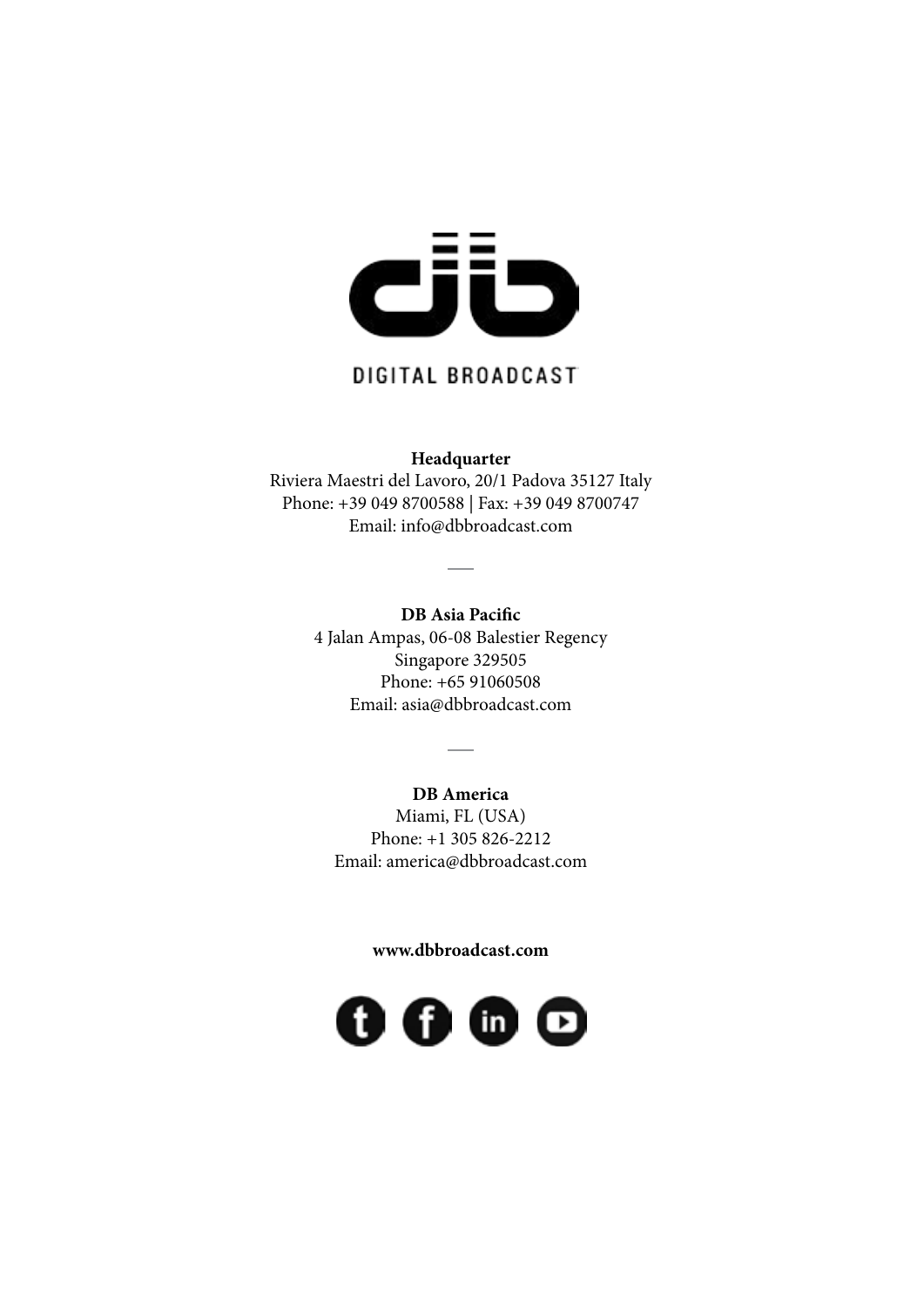DIGITAL BROADCAST

**Headquarter**
Riviera Maestri del Lavoro, 20/1 Padova 35127 Italy
Phone: +39 049 8700588 | Fax: +39 049 8700747
Email: info@dbbroadcast.com

—

**DB Asia Pacific**
4 Jalan Ampas, 06-08 Balestier Regency
Singapore 329505
Phone: +65 91060508
Email: asia@dbbroadcast.com

—

**DB America**
Miami, FL (USA)
Phone: +1 305 826-2212
Email: america@dbbroadcast.com

**www.dbbroadcast.com**